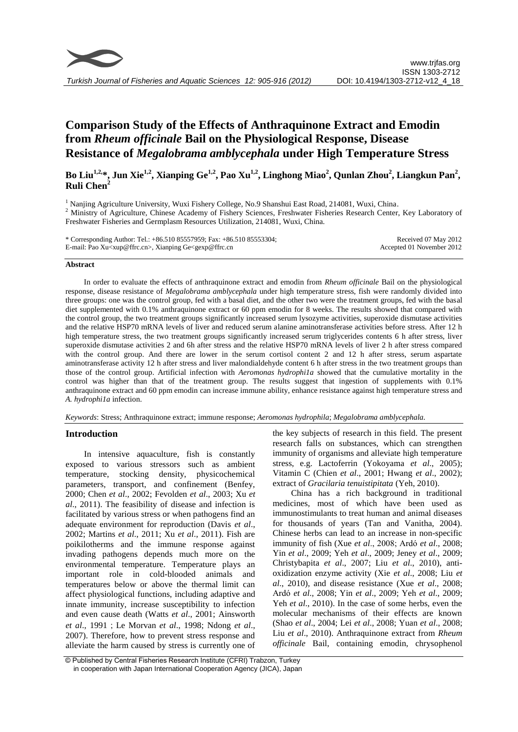# Comparison Study of the Effects of Anthraquinone Extract and Emodin from *Rheum officinale* Bail on the Physiological Response, Disease Resistance of *Megalobrama amblycephala* under High Temperature Stress

**Bo Liu[1,2,*], Jun Xie[1,2], Xianping Ge[1,2], Pao Xu[1,2], Linghong Miao[2], Qunlan Zhou[2], Liangkun Pan[2], Ruli Chen[2]**

[1] Nanjing Agriculture University, Wuxi Fishery College, No.9 Shanshui East Road, 214081, Wuxi, China.
[2] Ministry of Agriculture, Chinese Academy of Fishery Sciences, Freshwater Fisheries Research Center, Key Laboratory of Freshwater Fisheries and Germplasm Resources Utilization, 214081, Wuxi, China.

\* Corresponding Author: Tel.: +86.510 85557959; Fax: +86.510 85553304;
E-mail: Pao Xu<xup@ffrc.cn>, Xianping Ge<gexp@ffrc.cn

Received 07 May 2012
Accepted 01 November 2012

## Abstract

In order to evaluate the effects of anthraquinone extract and emodin from *Rheum officinale* Bail on the physiological response, disease resistance of *Megalobrama amblycephala* under high temperature stress, fish were randomly divided into three groups: one was the control group, fed with a basal diet, and the other two were the treatment groups, fed with the basal diet supplemented with 0.1% anthraquinone extract or 60 ppm emodin for 8 weeks. The results showed that compared with the control group, the two treatment groups significantly increased serum lysozyme activities, superoxide dismutase activities and the relative HSP70 mRNA levels of liver and reduced serum alanine aminotransferase activities before stress. After 12 h high temperature stress, the two treatment groups significantly increased serum triglycerides contents 6 h after stress, liver superoxide dismutase activities 2 and 6h after stress and the relative HSP70 mRNA levels of liver 2 h after stress compared with the control group. And there are lower in the serum cortisol content 2 and 12 h after stress, serum aspartate aminotransferase activity 12 h after stress and liver malondialdehyde content 6 h after stress in the two treatment groups than those of the control group. Artificial infection with *Aeromonas hydrophi1a* showed that the cumulative mortality in the control was higher than that of the treatment group. The results suggest that ingestion of supplements with 0.1% anthraquinone extract and 60 ppm emodin can increase immune ability, enhance resistance against high temperature stress and *A. hydrophi1a* infection.

*Keywords*: Stress; Anthraquinone extract; immune response; *Aeromonas hydrophila*; *Megalobrama amblycephala.*

## Introduction

In intensive aquaculture, fish is constantly exposed to various stressors such as ambient temperature, stocking density, physicochemical parameters, transport, and confinement (Benfey, 2000; Chen *et al*., 2002; Fevolden *et al*., 2003; Xu *et al*., 2011). The feasibility of disease and infection is facilitated by various stress or when pathogens find an adequate environment for reproduction (Davis *et al*., 2002; Martins *et al*., 2011; Xu *et al*., 2011). Fish are poikilotherms and the immune response against invading pathogens depends much more on the environmental temperature. Temperature plays an important role in cold-blooded animals and temperatures below or above the thermal limit can affect physiological functions, including adaptive and innate immunity, increase susceptibility to infection and even cause death (Watts *et al*., 2001; Ainsworth *et al*., 1991 ; Le Morvan *et al*., 1998; Ndong *et al*., 2007). Therefore, how to prevent stress response and alleviate the harm caused by stress is currently one of the key subjects of research in this field. The present research falls on substances, which can strengthen immunity of organisms and alleviate high temperature stress, e.g. Lactoferrin (Yokoyama *et al*., 2005); Vitamin C (Chien *et al*., 2001; Hwang *et al*., 2002); extract of *Gracilaria tenuistipitata* (Yeh, 2010).

China has a rich background in traditional medicines, most of which have been used as immunostimulants to treat human and animal diseases for thousands of years (Tan and Vanitha, 2004). Chinese herbs can lead to an increase in non-specific immunity of fish (Xue *et al*., 2008; Ardó *et al*., 2008; Yin *et al*., 2009; Yeh *et al*., 2009; Jeney *et al*., 2009; Christybapita *et al*., 2007; Liu *et al*., 2010), anti-oxidization enzyme activity (Xie *et al*., 2008; Liu *et al*., 2010), and disease resistance (Xue *et al*., 2008; Ardó *et al*., 2008; Yin *et al*., 2009; Yeh *et al*., 2009; Yeh *et al*., 2010). In the case of some herbs, even the molecular mechanisms of their effects are known (Shao *et al*., 2004; Lei *et al*., 2008; Yuan *et al*., 2008; Liu *et al*., 2010). Anthraquinone extract from *Rheum officinale* Bail, containing emodin, chrysophenol

© Published by Central Fisheries Research Institute (CFRI) Trabzon, Turkey in cooperation with Japan International Cooperation Agency (JICA), Japan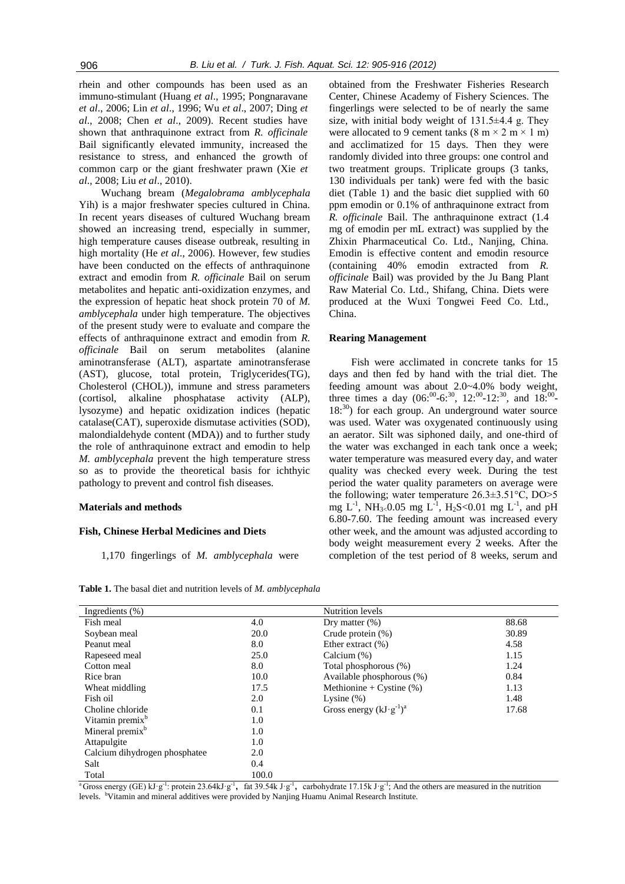rhein and other compounds has been used as an immuno-stimulant (Huang *et al*., 1995; Pongnaravane *et al*., 2006; Lin *et al*., 1996; Wu *et al*., 2007; Ding *et al*., 2008; Chen *et al*., 2009). Recent studies have shown that anthraquinone extract from *R. officinale* Bail significantly elevated immunity, increased the resistance to stress, and enhanced the growth of common carp or the giant freshwater prawn (Xie *et al*., 2008; Liu *et al*., 2010).

Wuchang bream (*Megalobrama amblycephala* Yih) is a major freshwater species cultured in China. In recent years diseases of cultured Wuchang bream showed an increasing trend, especially in summer, high temperature causes disease outbreak, resulting in high mortality (He *et al*., 2006). However, few studies have been conducted on the effects of anthraquinone extract and emodin from *R. officinale* Bail on serum metabolites and hepatic anti-oxidization enzymes, and the expression of hepatic heat shock protein 70 of *M. amblycephala* under high temperature. The objectives of the present study were to evaluate and compare the effects of anthraquinone extract and emodin from *R. officinale* Bail on serum metabolites (alanine aminotransferase (ALT), aspartate aminotransferase (AST), glucose, total protein, Triglycerides(TG), Cholesterol (CHOL)), immune and stress parameters (cortisol, alkaline phosphatase activity (ALP), lysozyme) and hepatic oxidization indices (hepatic catalase(CAT), superoxide dismutase activities (SOD), malondialdehyde content (MDA)) and to further study the role of anthraquinone extract and emodin to help *M. amblycephala* prevent the high temperature stress so as to provide the theoretical basis for ichthyic pathology to prevent and control fish diseases.

## Materials and methods

### Fish, Chinese Herbal Medicines and Diets

1,170 fingerlings of *M. amblycephala* were obtained from the Freshwater Fisheries Research Center, Chinese Academy of Fishery Sciences. The fingerlings were selected to be of nearly the same size, with initial body weight of 131.5±4.4 g. They were allocated to 9 cement tanks (8 m × 2 m × 1 m) and acclimatized for 15 days. Then they were randomly divided into three groups: one control and two treatment groups. Triplicate groups (3 tanks, 130 individuals per tank) were fed with the basic diet (Table 1) and the basic diet supplied with 60 ppm emodin or 0.1% of anthraquinone extract from *R. officinale* Bail. The anthraquinone extract (1.4 mg of emodin per mL extract) was supplied by the Zhixin Pharmaceutical Co. Ltd., Nanjing, China. Emodin is effective content and emodin resource (containing 40% emodin extracted from *R. officinale* Bail) was provided by the Ju Bang Plant Raw Material Co. Ltd., Shifang, China. Diets were produced at the Wuxi Tongwei Feed Co. Ltd., China.

### Rearing Management

Fish were acclimated in concrete tanks for 15 days and then fed by hand with the trial diet. The feeding amount was about 2.0~4.0% body weight, three times a day (06:00-6:30, 12:00-12:30, and 18:00-18:30) for each group. An underground water source was used. Water was oxygenated continuously using an aerator. Silt was siphoned daily, and one-third of the water was exchanged in each tank once a week; water temperature was measured every day, and water quality was checked every week. During the test period the water quality parameters on average were the following; water temperature 26.3±3.51°C, DO>5 mg $L^{-1}$, $NH_3$<0.05 mg $L^{-1}$, $H_2S$<0.01 mg $L^{-1}$, and pH 6.80-7.60. The feeding amount was increased every other week, and the amount was adjusted according to body weight measurement every 2 weeks. After the completion of the test period of 8 weeks, serum and

**Table 1.** The basal diet and nutrition levels of *M. amblycephala*

| Ingredients (%) | | Nutrition levels | |
|---|---|---|---|
| Fish meal | 4.0 | Dry matter (%) | 88.68 |
| Soybean meal | 20.0 | Crude protein (%) | 30.89 |
| Peanut meal | 8.0 | Ether extract (%) | 4.58 |
| Rapeseed meal | 25.0 | Calcium (%) | 1.15 |
| Cotton meal | 8.0 | Total phosphorous (%) | 1.24 |
| Rice bran | 10.0 | Available phosphorous (%) | 0.84 |
| Wheat middling | 17.5 | Methionine + Cystine (%) | 1.13 |
| Fish oil | 2.0 | Lysine (%) | 1.48 |
| Choline chloride | 0.1 | Gross energy ($kJ \cdot g^{-1}$)[a] | 17.68 |
| Vitamin premix[b] | 1.0 | | |
| Mineral premix[b] | 1.0 | | |
| Attapulgite | 1.0 | | |
| Calcium dihydrogen phosphatee | 2.0 | | |
| Salt | 0.4 | | |
| Total | 100.0 | | |

[a] Gross energy (GE) $kJ \cdot g^{-1}$: protein 23.64$kJ \cdot g^{-1}$, fat 39.54k $J \cdot g^{-1}$, carbohydrate 17.15k $J \cdot g^{-1}$; And the others are measured in the nutrition levels. [b] Vitamin and mineral additives were provided by Nanjing Huamu Animal Research Institute.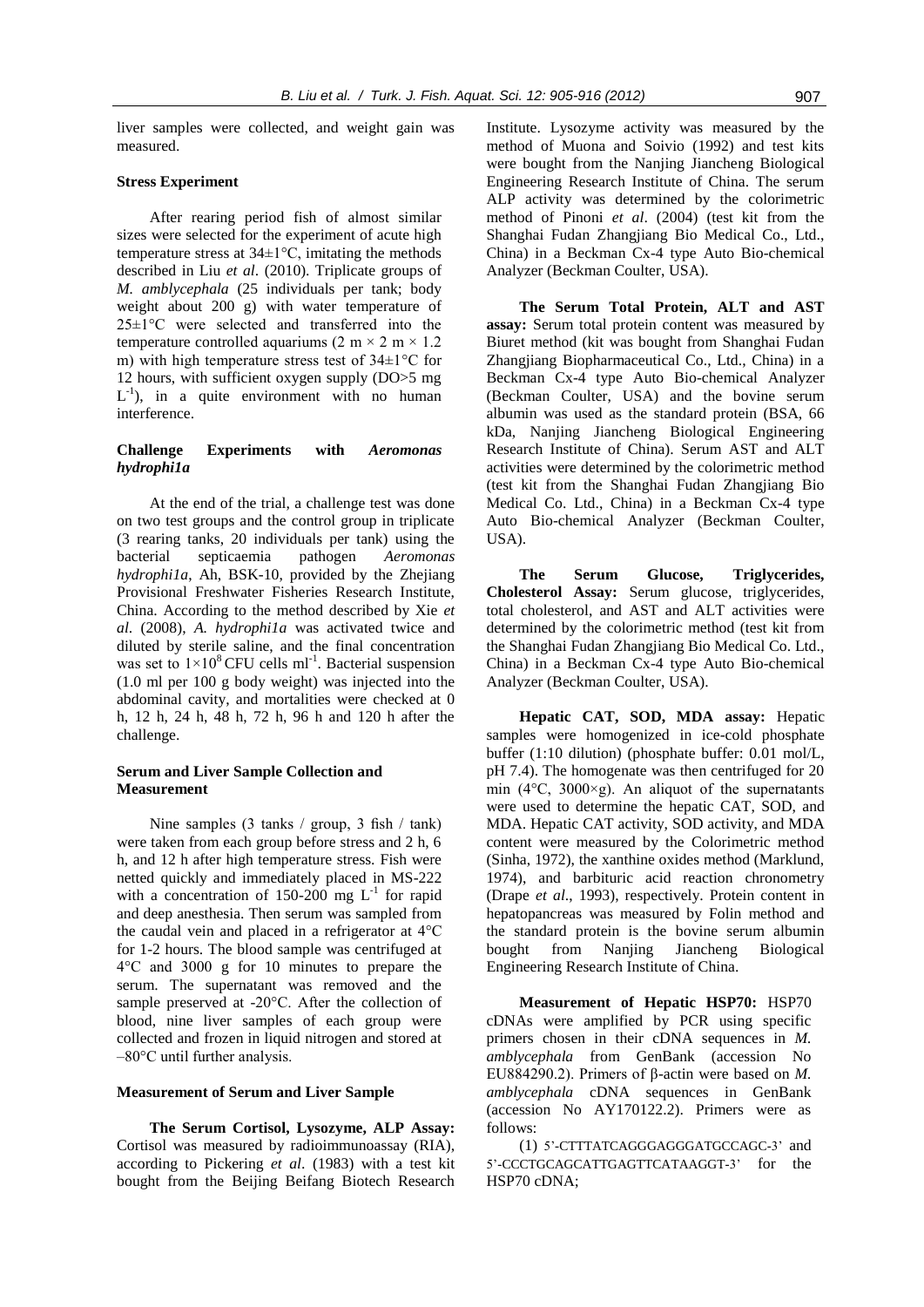liver samples were collected, and weight gain was measured.

### Stress Experiment

After rearing period fish of almost similar sizes were selected for the experiment of acute high temperature stress at 34±1°C, imitating the methods described in Liu *et al*. (2010). Triplicate groups of *M. amblycephala* (25 individuals per tank; body weight about 200 g) with water temperature of 25±1°C were selected and transferred into the temperature controlled aquariums (2 m × 2 m × 1.2 m) with high temperature stress test of 34±1°C for 12 hours, with sufficient oxygen supply (DO>5 mg $L^{-1}$), in a quite environment with no human interference.

### Challenge Experiments with *Aeromonas hydrophi1a*

At the end of the trial, a challenge test was done on two test groups and the control group in triplicate (3 rearing tanks, 20 individuals per tank) using the bacterial septicaemia pathogen *Aeromonas hydrophi1a*, Ah, BSK-10, provided by the Zhejiang Provisional Freshwater Fisheries Research Institute, China. According to the method described by Xie *et al*. (2008), *A. hydrophi1a* was activated twice and diluted by sterile saline, and the final concentration was set to $1\times10^{8}$ CFU cells $ml^{-1}$. Bacterial suspension (1.0 ml per 100 g body weight) was injected into the abdominal cavity, and mortalities were checked at 0 h, 12 h, 24 h, 48 h, 72 h, 96 h and 120 h after the challenge.

### Serum and Liver Sample Collection and Measurement

Nine samples (3 tanks / group, 3 fish / tank) were taken from each group before stress and 2 h, 6 h, and 12 h after high temperature stress. Fish were netted quickly and immediately placed in MS-222 with a concentration of 150-200 mg $L^{-1}$ for rapid and deep anesthesia. Then serum was sampled from the caudal vein and placed in a refrigerator at 4°C for 1-2 hours. The blood sample was centrifuged at 4°C and 3000 g for 10 minutes to prepare the serum. The supernatant was removed and the sample preserved at -20°C. After the collection of blood, nine liver samples of each group were collected and frozen in liquid nitrogen and stored at –80°C until further analysis.

### Measurement of Serum and Liver Sample

**The Serum Cortisol, Lysozyme, ALP Assay:** Cortisol was measured by radioimmunoassay (RIA), according to Pickering *et al*. (1983) with a test kit bought from the Beijing Beifang Biotech Research Institute. Lysozyme activity was measured by the method of Muona and Soivio (1992) and test kits were bought from the Nanjing Jiancheng Biological Engineering Research Institute of China. The serum ALP activity was determined by the colorimetric method of Pinoni *et al*. (2004) (test kit from the Shanghai Fudan Zhangjiang Bio Medical Co., Ltd., China) in a Beckman Cx-4 type Auto Bio-chemical Analyzer (Beckman Coulter, USA).

**The Serum Total Protein, ALT and AST assay:** Serum total protein content was measured by Biuret method (kit was bought from Shanghai Fudan Zhangjiang Biopharmaceutical Co., Ltd., China) in a Beckman Cx-4 type Auto Bio-chemical Analyzer (Beckman Coulter, USA) and the bovine serum albumin was used as the standard protein (BSA, 66 kDa, Nanjing Jiancheng Biological Engineering Research Institute of China). Serum AST and ALT activities were determined by the colorimetric method (test kit from the Shanghai Fudan Zhangjiang Bio Medical Co. Ltd., China) in a Beckman Cx-4 type Auto Bio-chemical Analyzer (Beckman Coulter, USA).

**The Serum Glucose, Triglycerides, Cholesterol Assay:** Serum glucose, triglycerides, total cholesterol, and AST and ALT activities were determined by the colorimetric method (test kit from the Shanghai Fudan Zhangjiang Bio Medical Co. Ltd., China) in a Beckman Cx-4 type Auto Bio-chemical Analyzer (Beckman Coulter, USA).

**Hepatic CAT, SOD, MDA assay:** Hepatic samples were homogenized in ice-cold phosphate buffer (1:10 dilution) (phosphate buffer: 0.01 mol/L, pH 7.4). The homogenate was then centrifuged for 20 min (4°C, 3000×g). An aliquot of the supernatants were used to determine the hepatic CAT, SOD, and MDA. Hepatic CAT activity, SOD activity, and MDA content were measured by the Colorimetric method (Sinha, 1972), the xanthine oxides method (Marklund, 1974), and barbituric acid reaction chronometry (Drape *et al*., 1993), respectively. Protein content in hepatopancreas was measured by Folin method and the standard protein is the bovine serum albumin bought from Nanjing Jiancheng Biological Engineering Research Institute of China.

**Measurement of Hepatic HSP70:** HSP70 cDNAs were amplified by PCR using specific primers chosen in their cDNA sequences in *M. amblycephala* from GenBank (accession No EU884290.2). Primers of β-actin were based on *M. amblycephala* cDNA sequences in GenBank (accession No AY170122.2). Primers were as follows:

(1) 5'-CTTTATCAGGGAGGGATGCCAGC-3' and 5'-CCCTGCAGCATTGAGTTCATAAGGT-3' for the HSP70 cDNA;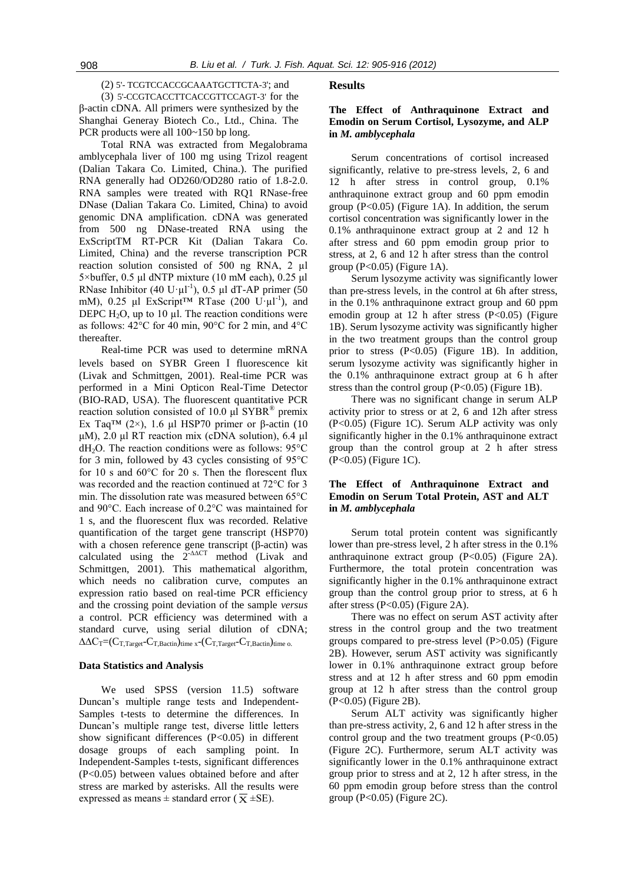(2) 5'- TCGTCCACCGCAAATGCTTCTA-3'; and

(3) 5'-CCGTCACCTTCACCGTTCCAGT-3' for the β-actin cDNA. All primers were synthesized by the Shanghai Generay Biotech Co., Ltd., China. The PCR products were all 100~150 bp long.

Total RNA was extracted from Megalobrama amblycephala liver of 100 mg using Trizol reagent (Dalian Takara Co. Limited, China.). The purified RNA generally had OD260/OD280 ratio of 1.8-2.0. RNA samples were treated with RQ1 RNase-free DNase (Dalian Takara Co. Limited, China) to avoid genomic DNA amplification. cDNA was generated from 500 ng DNase-treated RNA using the ExScriptTM RT-PCR Kit (Dalian Takara Co. Limited, China) and the reverse transcription PCR reaction solution consisted of 500 ng RNA, 2 μl 5×buffer, 0.5 μl dNTP mixture (10 mM each), 0.25 μl RNase Inhibitor (40 U·μl$^{-1}$), 0.5 μl dT-AP primer (50 mM), 0.25 μl ExScript™ RTase (200 U·μl$^{-1}$), and DEPC $H_2O$, up to 10 μl. The reaction conditions were as follows: 42°C for 40 min, 90°C for 2 min, and 4°C thereafter.

Real-time PCR was used to determine mRNA levels based on SYBR Green I fluorescence kit (Livak and Schmittgen, 2001). Real-time PCR was performed in a Mini Opticon Real-Time Detector (BIO-RAD, USA). The fluorescent quantitative PCR reaction solution consisted of 10.0 μl SYBR® premix Ex Taq™ (2×), 1.6 μl HSP70 primer or β-actin (10 μM), 2.0 μl RT reaction mix (cDNA solution), 6.4 μl $dH_2O$. The reaction conditions were as follows: 95°C for 3 min, followed by 43 cycles consisting of 95°C for 10 s and 60°C for 20 s. Then the florescent flux was recorded and the reaction continued at 72°C for 3 min. The dissolution rate was measured between 65°C and 90°C. Each increase of 0.2°C was maintained for 1 s, and the fluorescent flux was recorded. Relative quantification of the target gene transcript (HSP70) with a chosen reference gene transcript (β-actin) was calculated using the $2^{-\Delta\Delta CT}$ method (Livak and Schmittgen, 2001). This mathematical algorithm, which needs no calibration curve, computes an expression ratio based on real-time PCR efficiency and the crossing point deviation of the sample *versus* a control. PCR efficiency was determined with a standard curve, using serial dilution of cDNA; $\Delta\Delta C_T=(C_{T,Target}-C_{T,Bactin})_{time\ x}-(C_{T,Target}-C_{T,Bactin})_{time\ o}$.

### Data Statistics and Analysis

We used SPSS (version 11.5) software Duncan's multiple range tests and Independent-Samples t-tests to determine the differences. In Duncan's multiple range test, diverse little letters show significant differences ($P<0.05$) in different dosage groups of each sampling point. In Independent-Samples t-tests, significant differences ($P<0.05$) between values obtained before and after stress are marked by asterisks. All the results were expressed as means ± standard error ($\overline{X}$ ±SE).

## Results

### The Effect of Anthraquinone Extract and Emodin on Serum Cortisol, Lysozyme, and ALP in *M. amblycephala*

Serum concentrations of cortisol increased significantly, relative to pre-stress levels, 2, 6 and 12 h after stress in control group, 0.1% anthraquinone extract group and 60 ppm emodin group ($P<0.05$) (Figure 1A). In addition, the serum cortisol concentration was significantly lower in the 0.1% anthraquinone extract group at 2 and 12 h after stress and 60 ppm emodin group prior to stress, at 2, 6 and 12 h after stress than the control group ($P<0.05$) (Figure 1A).

Serum lysozyme activity was significantly lower than pre-stress levels, in the control at 6h after stress, in the 0.1% anthraquinone extract group and 60 ppm emodin group at 12 h after stress ($P<0.05$) (Figure 1B). Serum lysozyme activity was significantly higher in the two treatment groups than the control group prior to stress ($P<0.05$) (Figure 1B). In addition, serum lysozyme activity was significantly higher in the 0.1% anthraquinone extract group at 6 h after stress than the control group ($P<0.05$) (Figure 1B).

There was no significant change in serum ALP activity prior to stress or at 2, 6 and 12h after stress ($P<0.05$) (Figure 1C). Serum ALP activity was only significantly higher in the 0.1% anthraquinone extract group than the control group at 2 h after stress ($P<0.05$) (Figure 1C).

### The Effect of Anthraquinone Extract and Emodin on Serum Total Protein, AST and ALT in *M. amblycephala*

Serum total protein content was significantly lower than pre-stress level, 2 h after stress in the 0.1% anthraquinone extract group ($P<0.05$) (Figure 2A). Furthermore, the total protein concentration was significantly higher in the 0.1% anthraquinone extract group than the control group prior to stress, at 6 h after stress ($P<0.05$) (Figure 2A).

There was no effect on serum AST activity after stress in the control group and the two treatment groups compared to pre-stress level ($P>0.05$) (Figure 2B). However, serum AST activity was significantly lower in 0.1% anthraquinone extract group before stress and at 12 h after stress and 60 ppm emodin group at 12 h after stress than the control group ($P<0.05$) (Figure 2B).

Serum ALT activity was significantly higher than pre-stress activity, 2, 6 and 12 h after stress in the control group and the two treatment groups ($P<0.05$) (Figure 2C). Furthermore, serum ALT activity was significantly lower in the 0.1% anthraquinone extract group prior to stress and at 2, 12 h after stress, in the 60 ppm emodin group before stress than the control group ($P<0.05$) (Figure 2C).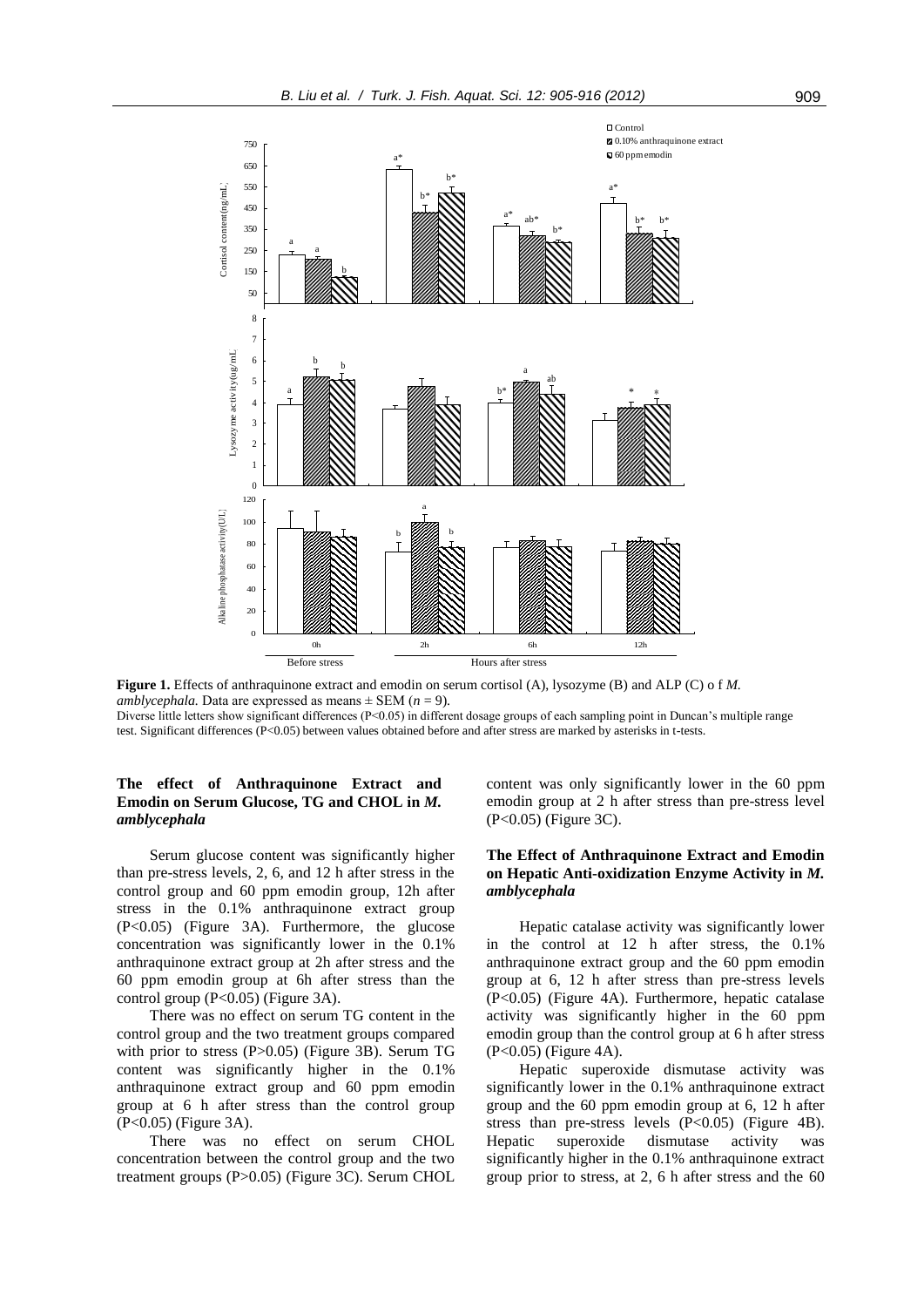**Figure 1.** Effects of anthraquinone extract and emodin on serum cortisol (A), lysozyme (B) and ALP (C) o f *M. amblycephala.* Data are expressed as means ± SEM (*n* = 9).
Diverse little letters show significant differences (P<0.05) in different dosage groups of each sampling point in Duncan's multiple range test. Significant differences (P<0.05) between values obtained before and after stress are marked by asterisks in t-tests.

### The effect of Anthraquinone Extract and Emodin on Serum Glucose, TG and CHOL in *M. amblycephala*

Serum glucose content was significantly higher than pre-stress levels, 2, 6, and 12 h after stress in the control group and 60 ppm emodin group, 12h after stress in the 0.1% anthraquinone extract group (P<0.05) (Figure 3A). Furthermore, the glucose concentration was significantly lower in the 0.1% anthraquinone extract group at 2h after stress and the 60 ppm emodin group at 6h after stress than the control group (P<0.05) (Figure 3A).

There was no effect on serum TG content in the control group and the two treatment groups compared with prior to stress (P>0.05) (Figure 3B). Serum TG content was significantly higher in the 0.1% anthraquinone extract group and 60 ppm emodin group at 6 h after stress than the control group (P<0.05) (Figure 3A).

There was no effect on serum CHOL concentration between the control group and the two treatment groups (P>0.05) (Figure 3C). Serum CHOL content was only significantly lower in the 60 ppm emodin group at 2 h after stress than pre-stress level (P<0.05) (Figure 3C).

### The Effect of Anthraquinone Extract and Emodin on Hepatic Anti-oxidization Enzyme Activity in *M. amblycephala*

Hepatic catalase activity was significantly lower in the control at 12 h after stress, the 0.1% anthraquinone extract group and the 60 ppm emodin group at 6, 12 h after stress than pre-stress levels (P<0.05) (Figure 4A). Furthermore, hepatic catalase activity was significantly higher in the 60 ppm emodin group than the control group at 6 h after stress (P<0.05) (Figure 4A).

Hepatic superoxide dismutase activity was significantly lower in the 0.1% anthraquinone extract group and the 60 ppm emodin group at 6, 12 h after stress than pre-stress levels (P<0.05) (Figure 4B). Hepatic superoxide dismutase activity was significantly higher in the 0.1% anthraquinone extract group prior to stress, at 2, 6 h after stress and the 60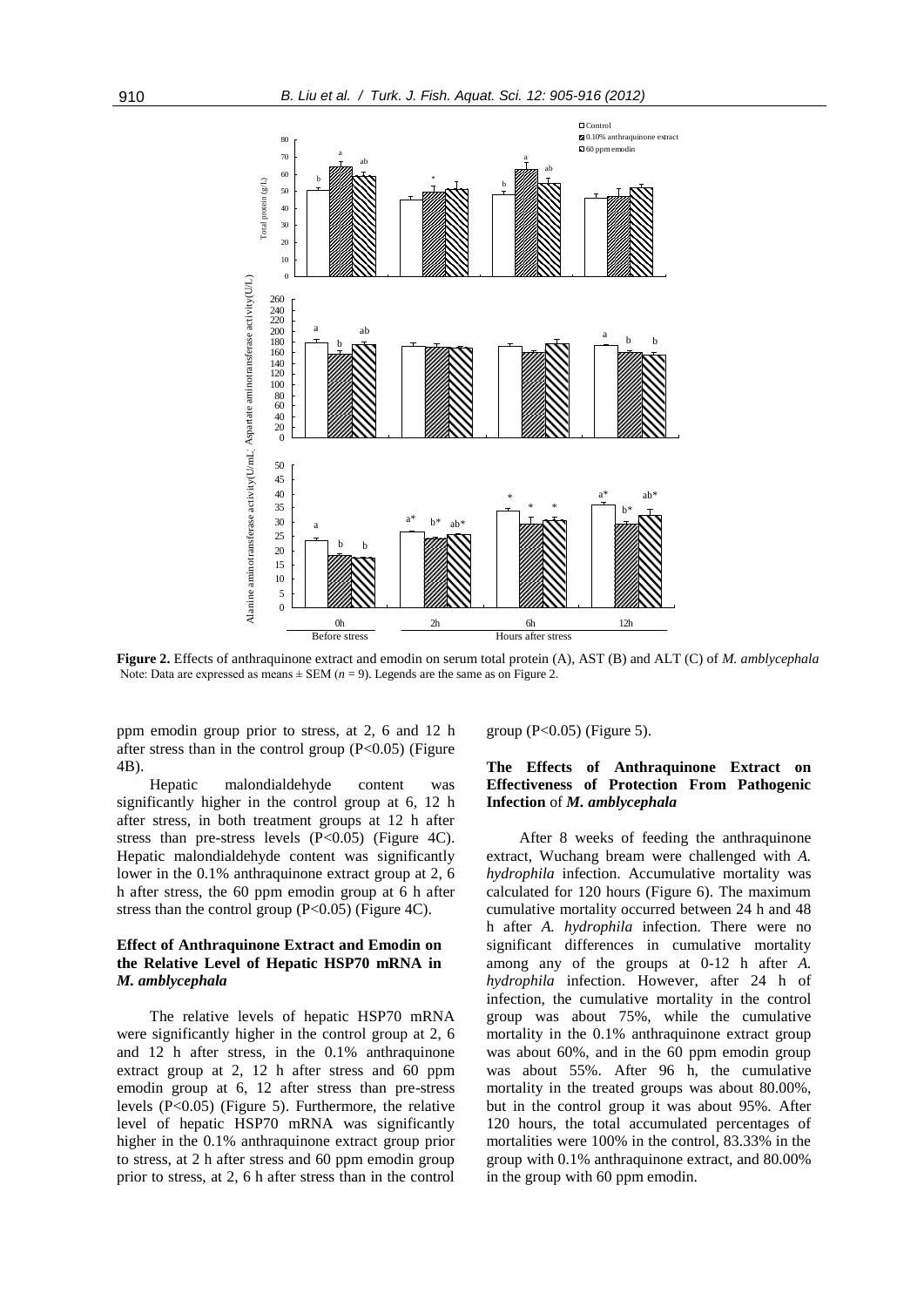**Figure 2.** Effects of anthraquinone extract and emodin on serum total protein (A), AST (B) and ALT (C) of *M. amblycephala*
Note: Data are expressed as means ± SEM ($n$ = 9). Legends are the same as on Figure 2.

ppm emodin group prior to stress, at 2, 6 and 12 h after stress than in the control group (P<0.05) (Figure 4B).

Hepatic malondialdehyde content was significantly higher in the control group at 6, 12 h after stress, in both treatment groups at 12 h after stress than pre-stress levels (P<0.05) (Figure 4C). Hepatic malondialdehyde content was significantly lower in the 0.1% anthraquinone extract group at 2, 6 h after stress, the 60 ppm emodin group at 6 h after stress than the control group (P<0.05) (Figure 4C).

### Effect of Anthraquinone Extract and Emodin on the Relative Level of Hepatic HSP70 mRNA in *M. amblycephala*

The relative levels of hepatic HSP70 mRNA were significantly higher in the control group at 2, 6 and 12 h after stress, in the 0.1% anthraquinone extract group at 2, 12 h after stress and 60 ppm emodin group at 6, 12 after stress than pre-stress levels (P<0.05) (Figure 5). Furthermore, the relative level of hepatic HSP70 mRNA was significantly higher in the 0.1% anthraquinone extract group prior to stress, at 2 h after stress and 60 ppm emodin group prior to stress, at 2, 6 h after stress than in the control group (P<0.05) (Figure 5).

### The Effects of Anthraquinone Extract on Effectiveness of Protection From Pathogenic Infection of *M. amblycephala*

After 8 weeks of feeding the anthraquinone extract, Wuchang bream were challenged with *A. hydrophila* infection. Accumulative mortality was calculated for 120 hours (Figure 6). The maximum cumulative mortality occurred between 24 h and 48 h after *A. hydrophila* infection. There were no significant differences in cumulative mortality among any of the groups at 0-12 h after *A. hydrophila* infection. However, after 24 h of infection, the cumulative mortality in the control group was about 75%, while the cumulative mortality in the 0.1% anthraquinone extract group was about 60%, and in the 60 ppm emodin group was about 55%. After 96 h, the cumulative mortality in the treated groups was about 80.00%, but in the control group it was about 95%. After 120 hours, the total accumulated percentages of mortalities were 100% in the control, 83.33% in the group with 0.1% anthraquinone extract, and 80.00% in the group with 60 ppm emodin.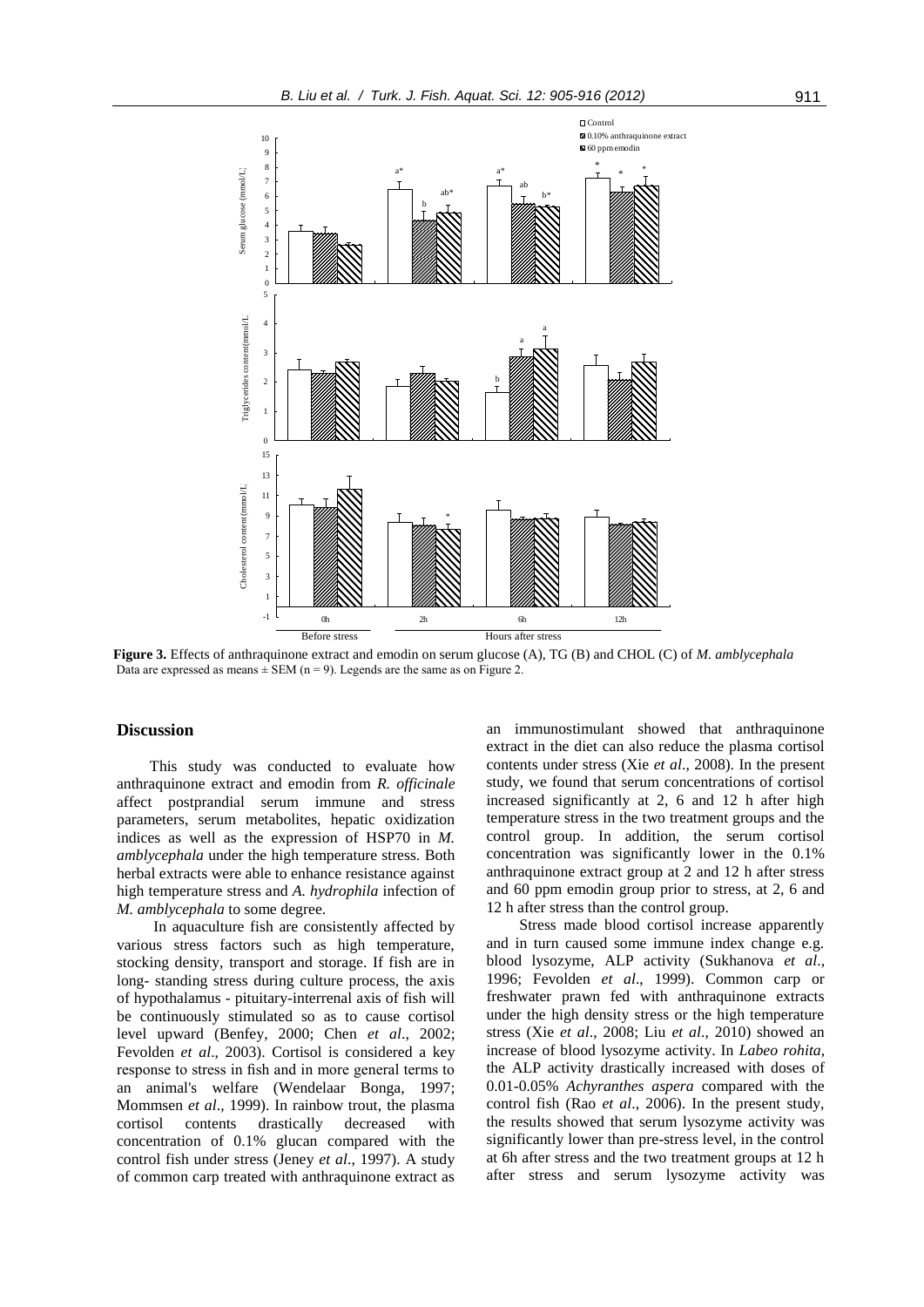**Figure 3.** Effects of anthraquinone extract and emodin on serum glucose (A), TG (B) and CHOL (C) of *M. amblycephala* Data are expressed as means ± SEM (n = 9). Legends are the same as on Figure 2.

## Discussion

This study was conducted to evaluate how anthraquinone extract and emodin from *R. officinale* affect postprandial serum immune and stress parameters, serum metabolites, hepatic oxidization indices as well as the expression of HSP70 in *M. amblycephala* under the high temperature stress. Both herbal extracts were able to enhance resistance against high temperature stress and *A. hydrophila* infection of *M. amblycephala* to some degree.

In aquaculture fish are consistently affected by various stress factors such as high temperature, stocking density, transport and storage. If fish are in long- standing stress during culture process, the axis of hypothalamus - pituitary-interrenal axis of fish will be continuously stimulated so as to cause cortisol level upward (Benfey, 2000; Chen *et al*., 2002; Fevolden *et al*., 2003). Cortisol is considered a key response to stress in fish and in more general terms to an animal's welfare (Wendelaar Bonga, 1997; Mommsen *et al*., 1999). In rainbow trout, the plasma cortisol contents drastically decreased with concentration of 0.1% glucan compared with the control fish under stress (Jeney *et al*., 1997). A study of common carp treated with anthraquinone extract as an immunostimulant showed that anthraquinone extract in the diet can also reduce the plasma cortisol contents under stress (Xie *et al*., 2008). In the present study, we found that serum concentrations of cortisol increased significantly at 2, 6 and 12 h after high temperature stress in the two treatment groups and the control group. In addition, the serum cortisol concentration was significantly lower in the 0.1% anthraquinone extract group at 2 and 12 h after stress and 60 ppm emodin group prior to stress, at 2, 6 and 12 h after stress than the control group.

Stress made blood cortisol increase apparently and in turn caused some immune index change e.g. blood lysozyme, ALP activity (Sukhanova *et al*., 1996; Fevolden *et al*., 1999). Common carp or freshwater prawn fed with anthraquinone extracts under the high density stress or the high temperature stress (Xie *et al*., 2008; Liu *et al*., 2010) showed an increase of blood lysozyme activity. In *Labeo rohita*, the ALP activity drastically increased with doses of 0.01-0.05% *Achyranthes aspera* compared with the control fish (Rao *et al*., 2006). In the present study, the results showed that serum lysozyme activity was significantly lower than pre-stress level, in the control at 6h after stress and the two treatment groups at 12 h after stress and serum lysozyme activity was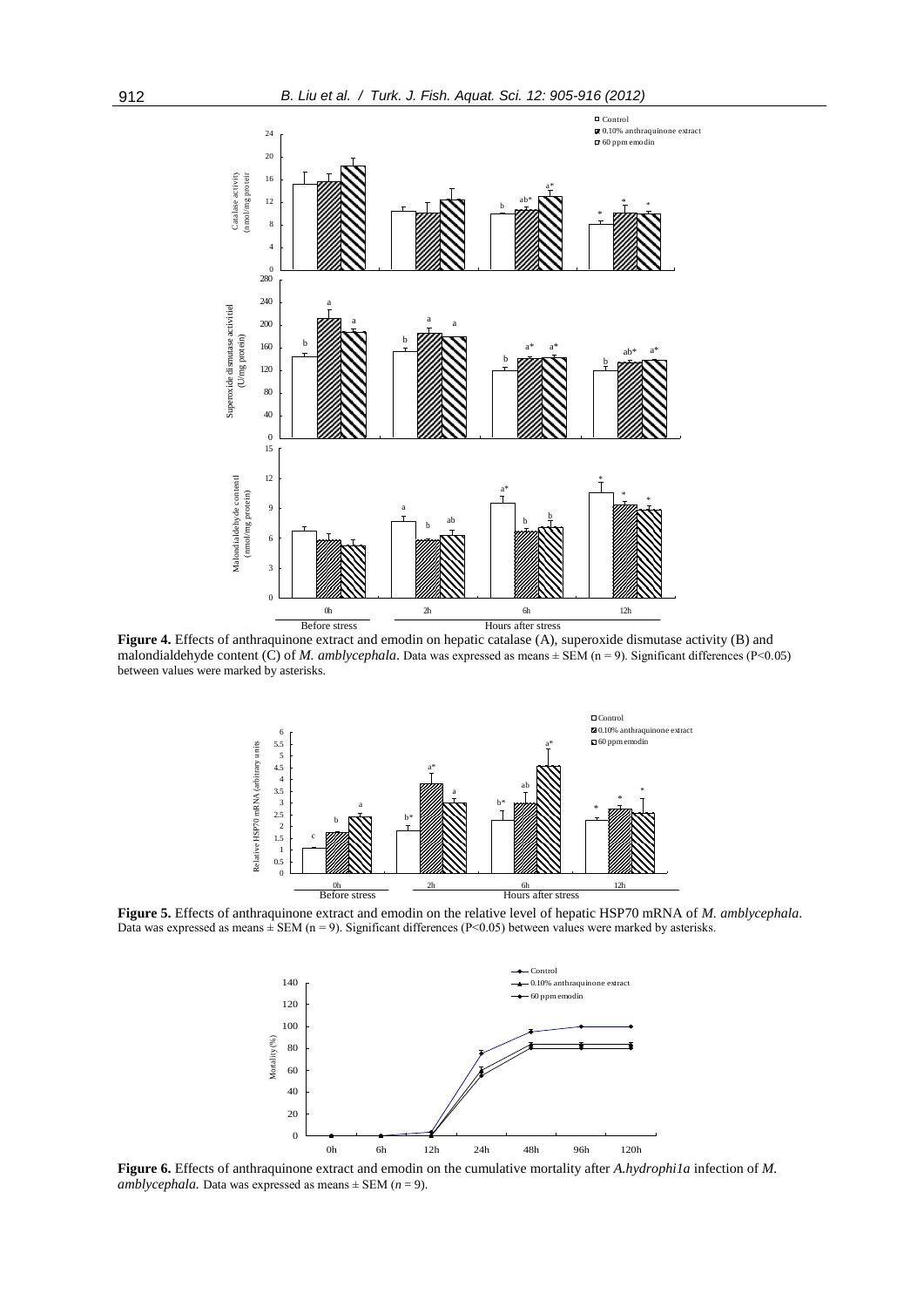**Figure 4.** Effects of anthraquinone extract and emodin on hepatic catalase (A), superoxide dismutase activity (B) and malondialdehyde content (C) of *M. amblycephala*. Data was expressed as means ± SEM (n = 9). Significant differences (P<0.05) between values were marked by asterisks.

**Figure 5.** Effects of anthraquinone extract and emodin on the relative level of hepatic HSP70 mRNA of *M. amblycephala*. Data was expressed as means ± SEM (n = 9). Significant differences (P<0.05) between values were marked by asterisks.

**Figure 6.** Effects of anthraquinone extract and emodin on the cumulative mortality after *A.hydrophi1a* infection of *M. amblycephala.* Data was expressed as means ± SEM (*n* = 9).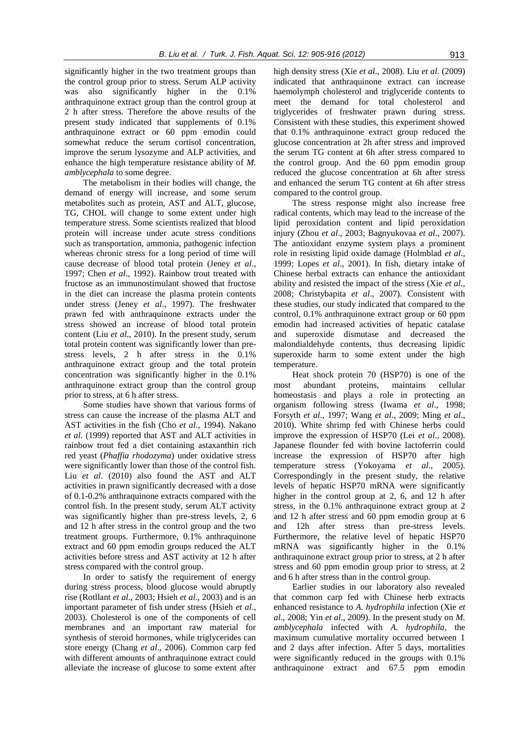significantly higher in the two treatment groups than the control group prior to stress. Serum ALP activity was also significantly higher in the 0.1% anthraquinone extract group than the control group at 2 h after stress. Therefore the above results of the present study indicated that supplements of 0.1% anthraquinone extract or 60 ppm emodin could somewhat reduce the serum cortisol concentration, improve the serum lysozyme and ALP activities, and enhance the high temperature resistance ability of *M. amblycephala* to some degree.

The metabolism in their bodies will change, the demand of energy will increase, and some serum metabolites such as protein, AST and ALT, glucose, TG, CHOL will change to some extent under high temperature stress. Some scientists realized that blood protein will increase under acute stress conditions such as transportation, ammonia, pathogenic infection whereas chronic stress for a long period of time will cause decrease of blood total protein (Jeney *et al*., 1997; Chen *et al*., 1992). Rainbow trout treated with fructose as an immunostimulant showed that fructose in the diet can increase the plasma protein contents under stress (Jeney *et al*., 1997). The freshwater prawn fed with anthraquinone extracts under the stress showed an increase of blood total protein content (Liu *et al*., 2010). In the present study, serum total protein content was significantly lower than pre-stress levels, 2 h after stress in the 0.1% anthraquinone extract group and the total protein concentration was significantly higher in the 0.1% anthraquinone extract group than the control group prior to stress, at 6 h after stress.

Some studies have shown that various forms of stress can cause the increase of the plasma ALT and AST activities in the fish (Cho *et al*., 1994). Nakano *et al*. (1999) reported that AST and ALT activities in rainbow trout fed a diet containing astaxanthin rich red yeast (*Phaffia rhodozyma*) under oxidative stress were significantly lower than those of the control fish. Liu *et al*. (2010) also found the AST and ALT activities in prawn significantly decreased with a dose of 0.1-0.2% anthraquinone extracts compared with the control fish. In the present study, serum ALT activity was significantly higher than pre-stress levels, 2, 6 and 12 h after stress in the control group and the two treatment groups. Furthermore, 0.1% anthraquinone extract and 60 ppm emodin groups reduced the ALT activities before stress and AST activity at 12 h after stress compared with the control group.

In order to satisfy the requirement of energy during stress process, blood glucose would abruptly rise (Rotllant *et al*., 2003; Hsieh *et al*., 2003) and is an important parameter of fish under stress (Hsieh *et al*., 2003). Cholesterol is one of the components of cell membranes and an important raw material for synthesis of steroid hormones, while triglycerides can store energy (Chang *et al*., 2006). Common carp fed with different amounts of anthraquinone extract could alleviate the increase of glucose to some extent after high density stress (Xie *et al*., 2008). Liu *et al*. (2009) indicated that anthraquinone extract can increase haemolymph cholesterol and triglyceride contents to meet the demand for total cholesterol and triglycerides of freshwater prawn during stress. Consistent with these studies, this experiment showed that 0.1% anthraquinone extract group reduced the glucose concentration at 2h after stress and improved the serum TG content at 6h after stress compared to the control group. And the 60 ppm emodin group reduced the glucose concentration at 6h after stress and enhanced the serum TG content at 6h after stress compared to the control group.

The stress response might also increase free radical contents, which may lead to the increase of the lipid peroxidation content and lipid peroxidation injury (Zhou *et al*., 2003; Bagnyukovaa *et al*., 2007). The antioxidant enzyme system plays a prominent role in resisting lipid oxide damage (Holmblad *et al*., 1999; Lopes *et al*., 2001). In fish, dietary intake of Chinese herbal extracts can enhance the antioxidant ability and resisted the impact of the stress (Xie *et al*., 2008; Christybapita *et al*., 2007). Consistent with these studies, our study indicated that compared to the control, 0.1% anthraquinone extract group or 60 ppm emodin had increased activities of hepatic catalase and superoxide dismutase and decreased the malondialdehyde contents, thus decreasing lipidic superoxide harm to some extent under the high temperature.

Heat shock protein 70 (HSP70) is one of the most abundant proteins, maintains cellular homeostasis and plays a role in protecting an organism following stress (Iwama *et al*., 1998; Forsyth *et al*., 1997; Wang *et al*., 2009; Ming *et al*., 2010). White shrimp fed with Chinese herbs could improve the expression of HSP70 (Lei *et al*., 2008). Japanese flounder fed with bovine lactoferrin could increase the expression of HSP70 after high temperature stress (Yokoyama *et al*., 2005). Correspondingly in the present study, the relative levels of hepatic HSP70 mRNA were significantly higher in the control group at 2, 6, and 12 h after stress, in the 0.1% anthraquinone extract group at 2 and 12 h after stress and 60 ppm emodin group at 6 and 12h after stress than pre-stress levels. Furthermore, the relative level of hepatic HSP70 mRNA was significantly higher in the 0.1% anthraquinone extract group prior to stress, at 2 h after stress and 60 ppm emodin group prior to stress, at 2 and 6 h after stress than in the control group.

Earlier studies in our laboratory also revealed that common carp fed with Chinese herb extracts enhanced resistance to *A. hydrophila* infection (Xie *et al*., 2008; Yin *et al*., 2009). In the present study on *M. amblycephala* infected with *A. hydrophila*, the maximum cumulative mortality occurred between 1 and 2 days after infection. After 5 days, mortalities were significantly reduced in the groups with 0.1% anthraquinone extract and 67.5 ppm emodin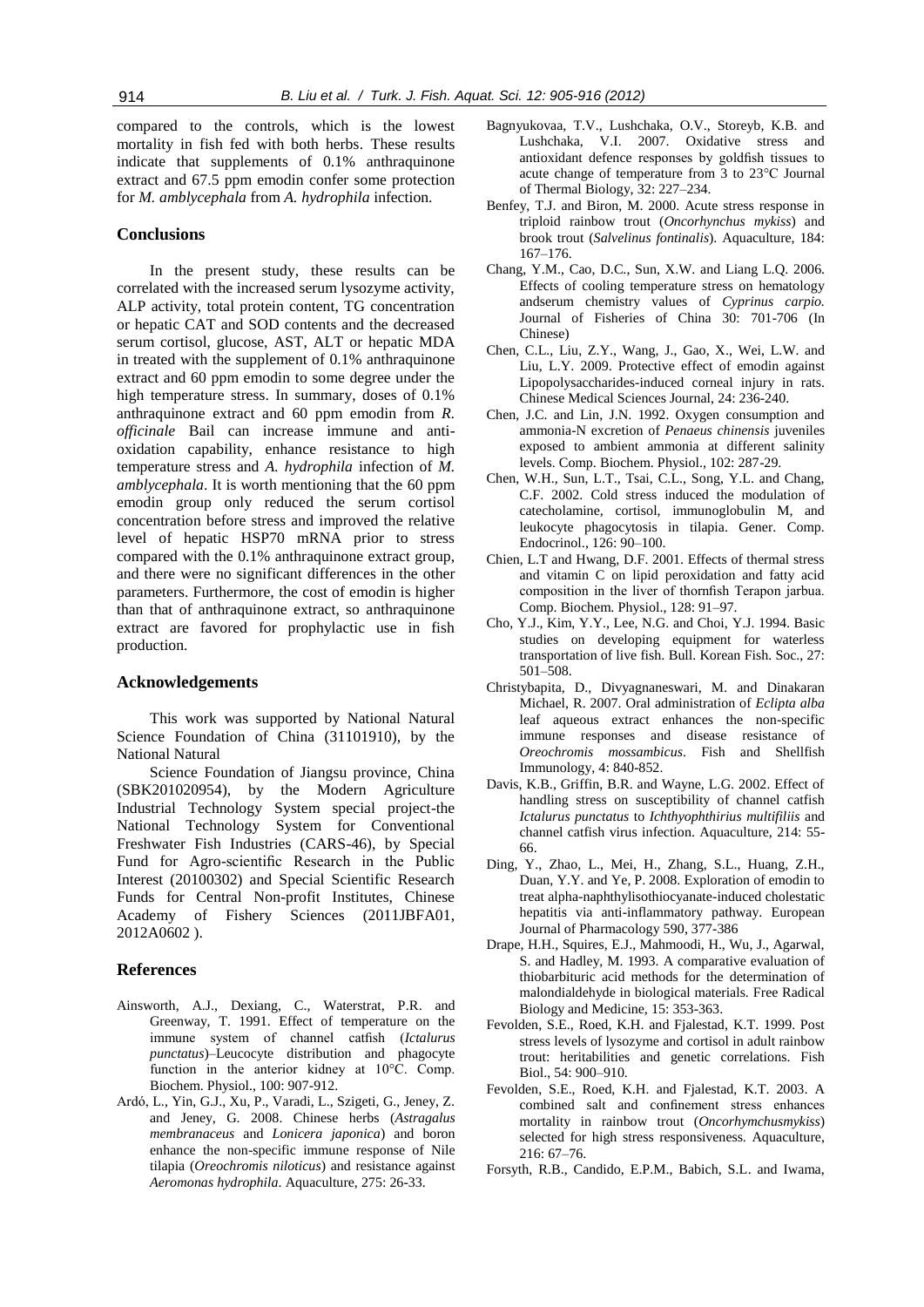compared to the controls, which is the lowest mortality in fish fed with both herbs. These results indicate that supplements of 0.1% anthraquinone extract and 67.5 ppm emodin confer some protection for *M. amblycephala* from *A. hydrophila* infection.

## Conclusions

In the present study, these results can be correlated with the increased serum lysozyme activity, ALP activity, total protein content, TG concentration or hepatic CAT and SOD contents and the decreased serum cortisol, glucose, AST, ALT or hepatic MDA in treated with the supplement of 0.1% anthraquinone extract and 60 ppm emodin to some degree under the high temperature stress. In summary, doses of 0.1% anthraquinone extract and 60 ppm emodin from *R. officinale* Bail can increase immune and anti-oxidation capability, enhance resistance to high temperature stress and *A. hydrophila* infection of *M. amblycephala*. It is worth mentioning that the 60 ppm emodin group only reduced the serum cortisol concentration before stress and improved the relative level of hepatic HSP70 mRNA prior to stress compared with the 0.1% anthraquinone extract group, and there were no significant differences in the other parameters. Furthermore, the cost of emodin is higher than that of anthraquinone extract, so anthraquinone extract are favored for prophylactic use in fish production.

## Acknowledgements

This work was supported by National Natural Science Foundation of China (31101910), by the National Natural

Science Foundation of Jiangsu province, China (SBK201020954), by the Modern Agriculture Industrial Technology System special project-the National Technology System for Conventional Freshwater Fish Industries (CARS-46), by Special Fund for Agro-scientific Research in the Public Interest (20100302) and Special Scientific Research Funds for Central Non-profit Institutes, Chinese Academy of Fishery Sciences (2011JBFA01, 2012A0602 ).

## References

Ainsworth, A.J., Dexiang, C., Waterstrat, P.R. and Greenway, T. 1991. Effect of temperature on the immune system of channel catfish (*Ictalurus punctatus*)–Leucocyte distribution and phagocyte function in the anterior kidney at 10°C. Comp. Biochem. Physiol., 100: 907-912.

Ardó, L., Yin, G.J., Xu, P., Varadi, L., Szigeti, G., Jeney, Z. and Jeney, G. 2008. Chinese herbs (*Astragalus membranaceus* and *Lonicera japonica*) and boron enhance the non-specific immune response of Nile tilapia (*Oreochromis niloticus*) and resistance against *Aeromonas hydrophila*. Aquaculture, 275: 26-33.

Bagnyukovaa, T.V., Lushchaka, O.V., Storeyb, K.B. and Lushchaka, V.I. 2007. Oxidative stress and antioxidant defence responses by goldfish tissues to acute change of temperature from 3 to 23°C Journal of Thermal Biology, 32: 227–234.

Benfey, T.J. and Biron, M. 2000. Acute stress response in triploid rainbow trout (*Oncorhynchus mykiss*) and brook trout (*Salvelinus fontinalis*). Aquaculture, 184: 167–176.

Chang, Y.M., Cao, D.C., Sun, X.W. and Liang L.Q. 2006. Effects of cooling temperature stress on hematology andserum chemistry values of *Cyprinus carpio.* Journal of Fisheries of China 30: 701-706 (In Chinese)

Chen, C.L., Liu, Z.Y., Wang, J., Gao, X., Wei, L.W. and Liu, L.Y. 2009. Protective effect of emodin against Lipopolysaccharides-induced corneal injury in rats. Chinese Medical Sciences Journal, 24: 236-240.

Chen, J.C. and Lin, J.N. 1992. Oxygen consumption and ammonia-N excretion of *Penaeus chinensis* juveniles exposed to ambient ammonia at different salinity levels. Comp. Biochem. Physiol., 102: 287-29.

Chen, W.H., Sun, L.T., Tsai, C.L., Song, Y.L. and Chang, C.F. 2002. Cold stress induced the modulation of catecholamine, cortisol, immunoglobulin M, and leukocyte phagocytosis in tilapia. Gener. Comp. Endocrinol., 126: 90–100.

Chien, L.T and Hwang, D.F. 2001. Effects of thermal stress and vitamin C on lipid peroxidation and fatty acid composition in the liver of thornfish Terapon jarbua. Comp. Biochem. Physiol., 128: 91–97.

Cho, Y.J., Kim, Y.Y., Lee, N.G. and Choi, Y.J. 1994. Basic studies on developing equipment for waterless transportation of live fish. Bull. Korean Fish. Soc., 27: 501–508.

Christybapita, D., Divyagnaneswari, M. and Dinakaran Michael, R. 2007. Oral administration of *Eclipta alba* leaf aqueous extract enhances the non-specific immune responses and disease resistance of *Oreochromis mossambicus*. Fish and Shellfish Immunology, 4: 840-852.

Davis, K.B., Griffin, B.R. and Wayne, L.G. 2002. Effect of handling stress on susceptibility of channel catfish *Ictalurus punctatus* to *Ichthyophthirius multifiliis* and channel catfish virus infection. Aquaculture, 214: 55-66.

Ding, Y., Zhao, L., Mei, H., Zhang, S.L., Huang, Z.H., Duan, Y.Y. and Ye, P. 2008. Exploration of emodin to treat alpha-naphthylisothiocyanate-induced cholestatic hepatitis via anti-inflammatory pathway. European Journal of Pharmacology 590, 377-386

Drape, H.H., Squires, E.J., Mahmoodi, H., Wu, J., Agarwal, S. and Hadley, M. 1993. A comparative evaluation of thiobarbituric acid methods for the determination of malondialdehyde in biological materials. Free Radical Biology and Medicine, 15: 353-363.

Fevolden, S.E., Roed, K.H. and Fjalestad, K.T. 1999. Post stress levels of lysozyme and cortisol in adult rainbow trout: heritabilities and genetic correlations. Fish Biol., 54: 900–910.

Fevolden, S.E., Roed, K.H. and Fjalestad, K.T. 2003. A combined salt and confinement stress enhances mortality in rainbow trout (*Oncorhymchusmykiss*) selected for high stress responsiveness. Aquaculture, 216: 67–76.

Forsyth, R.B., Candido, E.P.M., Babich, S.L. and Iwama,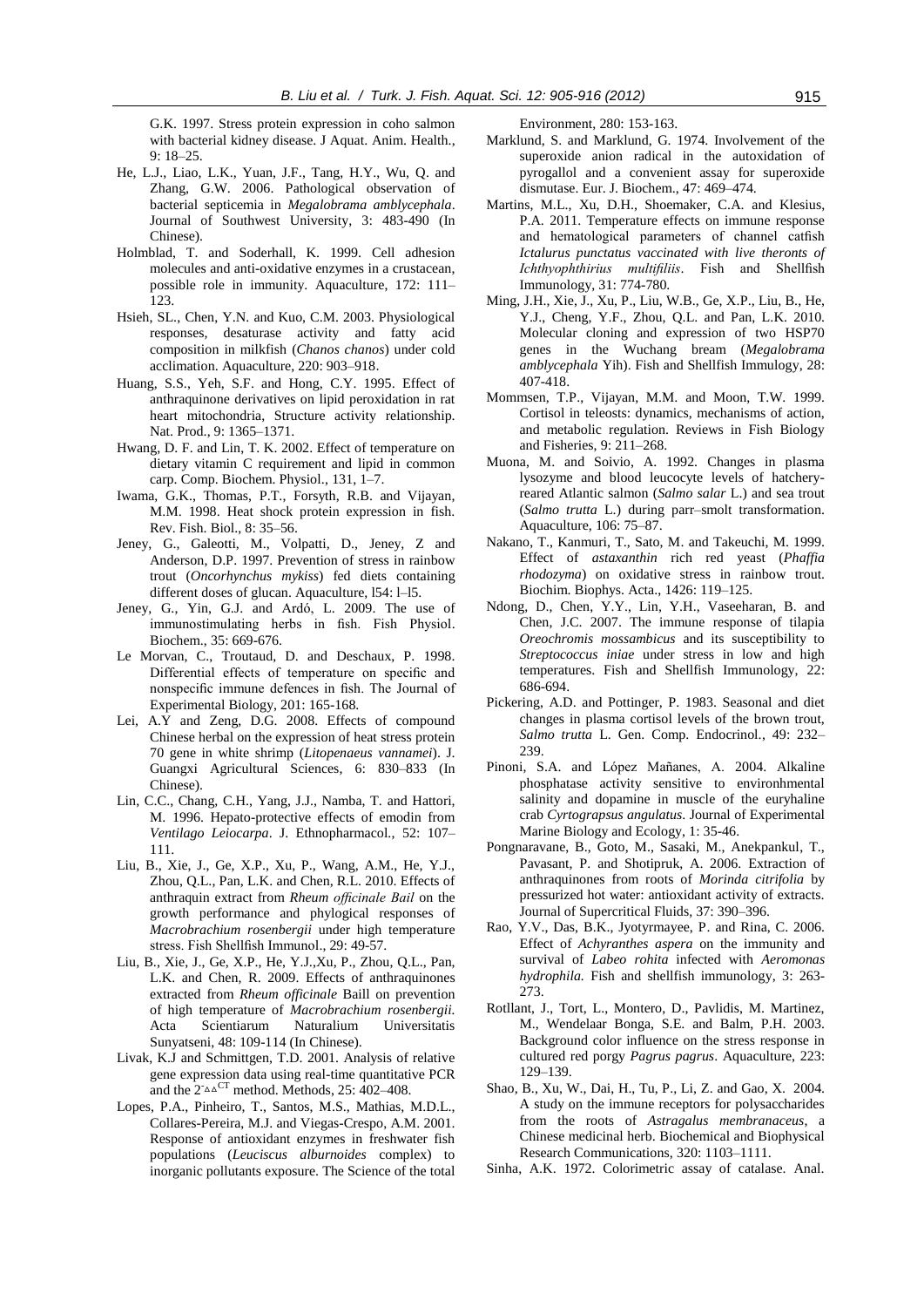G.K. 1997. Stress protein expression in coho salmon with bacterial kidney disease. J Aquat. Anim. Health., 9: 18–25.

He, L.J., Liao, L.K., Yuan, J.F., Tang, H.Y., Wu, Q. and Zhang, G.W. 2006. Pathological observation of bacterial septicemia in *Megalobrama amblycephala*. Journal of Southwest University, 3: 483-490 (In Chinese).

Holmblad, T. and Soderhall, K. 1999. Cell adhesion molecules and anti-oxidative enzymes in a crustacean, possible role in immunity. Aquaculture, 172: 111–123.

Hsieh, SL., Chen, Y.N. and Kuo, C.M. 2003. Physiological responses, desaturase activity and fatty acid composition in milkfish (*Chanos chanos*) under cold acclimation. Aquaculture, 220: 903–918.

Huang, S.S., Yeh, S.F. and Hong, C.Y. 1995. Effect of anthraquinone derivatives on lipid peroxidation in rat heart mitochondria, Structure activity relationship. Nat. Prod., 9: 1365–1371.

Hwang, D. F. and Lin, T. K. 2002. Effect of temperature on dietary vitamin C requirement and lipid in common carp. Comp. Biochem. Physiol., 131, 1–7.

Iwama, G.K., Thomas, P.T., Forsyth, R.B. and Vijayan, M.M. 1998. Heat shock protein expression in fish. Rev. Fish. Biol., 8: 35–56.

Jeney, G., Galeotti, M., Volpatti, D., Jeney, Z and Anderson, D.P. 1997. Prevention of stress in rainbow trout (*Oncorhynchus mykiss*) fed diets containing different doses of glucan. Aquaculture, l54: l–l5.

Jeney, G., Yin, G.J. and Ardó, L. 2009. The use of immunostimulating herbs in fish. Fish Physiol. Biochem., 35: 669-676.

Le Morvan, C., Troutaud, D. and Deschaux, P. 1998. Differential effects of temperature on specific and nonspecific immune defences in fish. The Journal of Experimental Biology, 201: 165-168.

Lei, A.Y and Zeng, D.G. 2008. Effects of compound Chinese herbal on the expression of heat stress protein 70 gene in white shrimp (*Litopenaeus vannamei*). J. Guangxi Agricultural Sciences, 6: 830–833 (In Chinese).

Lin, C.C., Chang, C.H., Yang, J.J., Namba, T. and Hattori, M. 1996. Hepato-protective effects of emodin from *Ventilago Leiocarpa*. J. Ethnopharmacol., 52: 107–111.

Liu, B., Xie, J., Ge, X.P., Xu, P., Wang, A.M., He, Y.J., Zhou, Q.L., Pan, L.K. and Chen, R.L. 2010. Effects of anthraquin extract from *Rheum officinale Bail* on the growth performance and phylogical responses of *Macrobrachium rosenbergii* under high temperature stress. Fish Shellfish Immunol., 29: 49-57.

Liu, B., Xie, J., Ge, X.P., He, Y.J.,Xu, P., Zhou, Q.L., Pan, L.K. and Chen, R. 2009. Effects of anthraquinones extracted from *Rheum officinale* Baill on prevention of high temperature of *Macrobrachium rosenbergii*. Acta Scientiarum Naturalium Universitatis Sunyatseni, 48: 109-114 (In Chinese).

Livak, K.J and Schmittgen, T.D. 2001. Analysis of relative gene expression data using real-time quantitative PCR and the $2^{-\Delta\Delta CT}$ method. Methods, 25: 402–408.

Lopes, P.A., Pinheiro, T., Santos, M.S., Mathias, M.D.L., Collares-Pereira, M.J. and Viegas-Crespo, A.M. 2001. Response of antioxidant enzymes in freshwater fish populations (*Leuciscus alburnoides* complex) to inorganic pollutants exposure. The Science of the total Environment, 280: 153-163.

Marklund, S. and Marklund, G. 1974. Involvement of the superoxide anion radical in the autoxidation of pyrogallol and a convenient assay for superoxide dismutase. Eur. J. Biochem., 47: 469–474.

Martins, M.L., Xu, D.H., Shoemaker, C.A. and Klesius, P.A. 2011. Temperature effects on immune response and hematological parameters of channel catfish *Ictalurus punctatus vaccinated with live theronts of Ichthyophthirius multifiliis*. Fish and Shellfish Immunology, 31: 774-780.

Ming, J.H., Xie, J., Xu, P., Liu, W.B., Ge, X.P., Liu, B., He, Y.J., Cheng, Y.F., Zhou, Q.L. and Pan, L.K. 2010. Molecular cloning and expression of two HSP70 genes in the Wuchang bream (*Megalobrama amblycephala* Yih). Fish and Shellfish Immulogy, 28: 407-418.

Mommsen, T.P., Vijayan, M.M. and Moon, T.W. 1999. Cortisol in teleosts: dynamics, mechanisms of action, and metabolic regulation. Reviews in Fish Biology and Fisheries, 9: 211–268.

Muona, M. and Soivio, A. 1992. Changes in plasma lysozyme and blood leucocyte levels of hatchery-reared Atlantic salmon (*Salmo salar* L.) and sea trout (*Salmo trutta* L.) during parr–smolt transformation. Aquaculture, 106: 75–87.

Nakano, T., Kanmuri, T., Sato, M. and Takeuchi, M. 1999. Effect of *astaxanthin* rich red yeast (*Phaffia rhodozyma*) on oxidative stress in rainbow trout. Biochim. Biophys. Acta., 1426: 119–125.

Ndong, D., Chen, Y.Y., Lin, Y.H., Vaseeharan, B. and Chen, J.C. 2007. The immune response of tilapia *Oreochromis mossambicus* and its susceptibility to *Streptococcus iniae* under stress in low and high temperatures. Fish and Shellfish Immunology, 22: 686-694.

Pickering, A.D. and Pottinger, P. 1983. Seasonal and diet changes in plasma cortisol levels of the brown trout, *Salmo trutta* L. Gen. Comp. Endocrinol., 49: 232–239.

Pinoni, S.A. and López Mañanes, A. 2004. Alkaline phosphatase activity sensitive to environhmental salinity and dopamine in muscle of the euryhaline crab *Cyrtograpsus angulatus*. Journal of Experimental Marine Biology and Ecology, 1: 35-46.

Pongnaravane, B., Goto, M., Sasaki, M., Anekpankul, T., Pavasant, P. and Shotipruk, A. 2006. Extraction of anthraquinones from roots of *Morinda citrifolia* by pressurized hot water: antioxidant activity of extracts. Journal of Supercritical Fluids, 37: 390–396.

Rao, Y.V., Das, B.K., Jyotyrmayee, P. and Rina, C. 2006. Effect of *Achyranthes aspera* on the immunity and survival of *Labeo rohita* infected with *Aeromonas hydrophila.* Fish and shellfish immunology, 3: 263-273.

Rotllant, J., Tort, L., Montero, D., Pavlidis, M. Martinez, M., Wendelaar Bonga, S.E. and Balm, P.H. 2003. Background color influence on the stress response in cultured red porgy *Pagrus pagrus*. Aquaculture, 223: 129–139.

Shao, B., Xu, W., Dai, H., Tu, P., Li, Z. and Gao, X. 2004. A study on the immune receptors for polysaccharides from the roots of *Astragalus membranaceus*, a Chinese medicinal herb. Biochemical and Biophysical Research Communications, 320: 1103–1111.

Sinha, A.K. 1972. Colorimetric assay of catalase. Anal.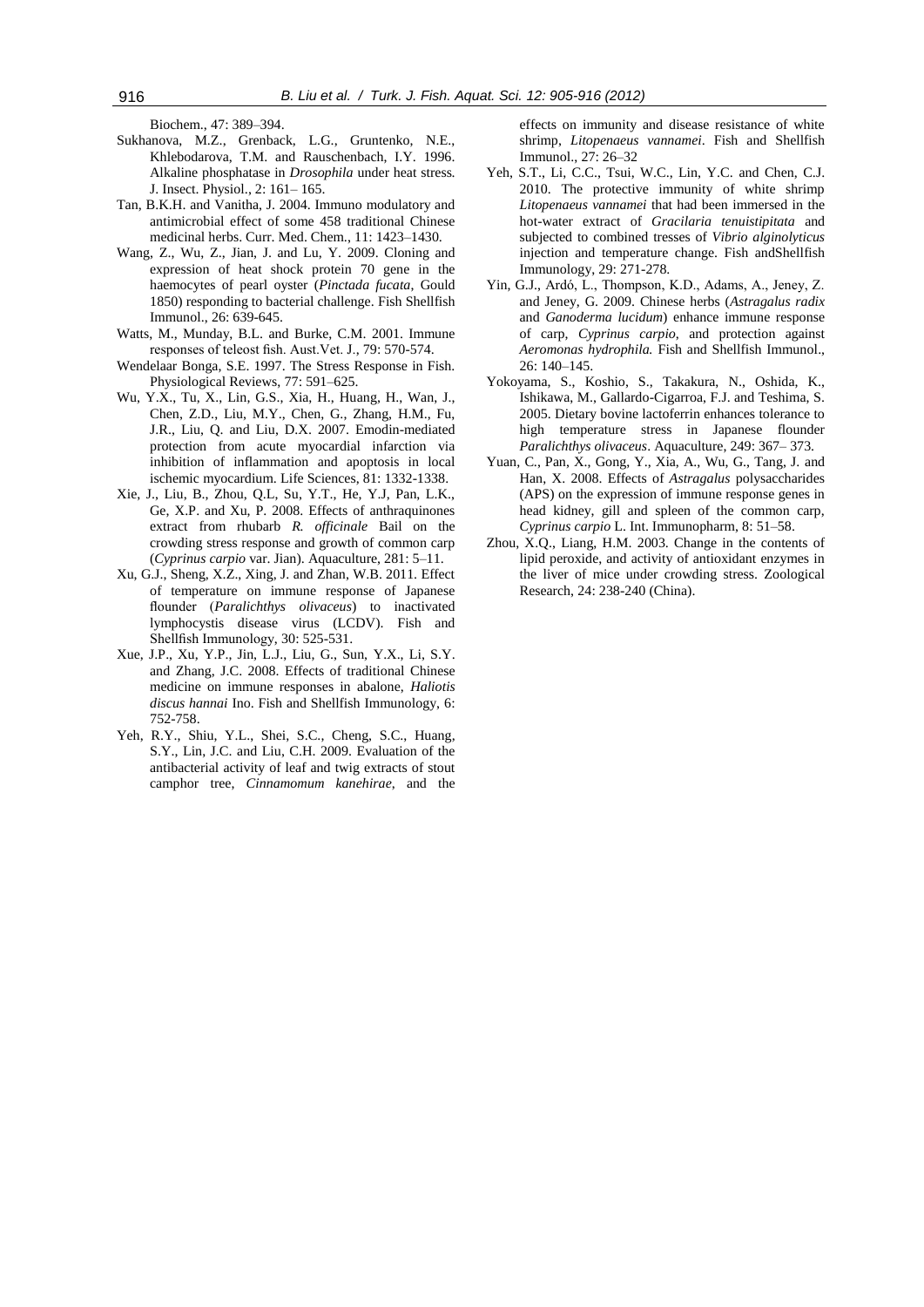Biochem., 47: 389–394.

Sukhanova, M.Z., Grenback, L.G., Gruntenko, N.E., Khlebodarova, T.M. and Rauschenbach, I.Y. 1996. Alkaline phosphatase in *Drosophila* under heat stress. J. Insect. Physiol., 2: 161– 165.

Tan, B.K.H. and Vanitha, J. 2004. Immuno modulatory and antimicrobial effect of some 458 traditional Chinese medicinal herbs. Curr. Med. Chem., 11: 1423–1430.

Wang, Z., Wu, Z., Jian, J. and Lu, Y. 2009. Cloning and expression of heat shock protein 70 gene in the haemocytes of pearl oyster (*Pinctada fucata*, Gould 1850) responding to bacterial challenge. Fish Shellfish Immunol., 26: 639-645.

Watts, M., Munday, B.L. and Burke, C.M. 2001. Immune responses of teleost fish. Aust.Vet. J., 79: 570-574.

Wendelaar Bonga, S.E. 1997. The Stress Response in Fish. Physiological Reviews, 77: 591–625.

Wu, Y.X., Tu, X., Lin, G.S., Xia, H., Huang, H., Wan, J., Chen, Z.D., Liu, M.Y., Chen, G., Zhang, H.M., Fu, J.R., Liu, Q. and Liu, D.X. 2007. Emodin-mediated protection from acute myocardial infarction via inhibition of inflammation and apoptosis in local ischemic myocardium. Life Sciences, 81: 1332-1338.

Xie, J., Liu, B., Zhou, Q.L, Su, Y.T., He, Y.J, Pan, L.K., Ge, X.P. and Xu, P. 2008. Effects of anthraquinones extract from rhubarb *R. officinale* Bail on the crowding stress response and growth of common carp (*Cyprinus carpio* var. Jian). Aquaculture, 281: 5–11.

Xu, G.J., Sheng, X.Z., Xing, J. and Zhan, W.B. 2011. Effect of temperature on immune response of Japanese flounder (*Paralichthys olivaceus*) to inactivated lymphocystis disease virus (LCDV). Fish and Shellfish Immunology, 30: 525-531.

Xue, J.P., Xu, Y.P., Jin, L.J., Liu, G., Sun, Y.X., Li, S.Y. and Zhang, J.C. 2008. Effects of traditional Chinese medicine on immune responses in abalone, *Haliotis discus hannai* Ino. Fish and Shellfish Immunology, 6: 752-758.

Yeh, R.Y., Shiu, Y.L., Shei, S.C., Cheng, S.C., Huang, S.Y., Lin, J.C. and Liu, C.H. 2009. Evaluation of the antibacterial activity of leaf and twig extracts of stout camphor tree, *Cinnamomum kanehirae*, and the effects on immunity and disease resistance of white shrimp, *Litopenaeus vannamei*. Fish and Shellfish Immunol., 27: 26–32

Yeh, S.T., Li, C.C., Tsui, W.C., Lin, Y.C. and Chen, C.J. 2010. The protective immunity of white shrimp *Litopenaeus vannamei* that had been immersed in the hot-water extract of *Gracilaria tenuistipitata* and subjected to combined tresses of *Vibrio alginolyticus* injection and temperature change. Fish andShellfish Immunology, 29: 271-278.

Yin, G.J., Ardó, L., Thompson, K.D., Adams, A., Jeney, Z. and Jeney, G. 2009. Chinese herbs (*Astragalus radix* and *Ganoderma lucidum*) enhance immune response of carp, *Cyprinus carpio*, and protection against *Aeromonas hydrophila.* Fish and Shellfish Immunol., 26: 140–145.

Yokoyama, S., Koshio, S., Takakura, N., Oshida, K., Ishikawa, M., Gallardo-Cigarroa, F.J. and Teshima, S. 2005. Dietary bovine lactoferrin enhances tolerance to high temperature stress in Japanese flounder *Paralichthys olivaceus*. Aquaculture, 249: 367– 373.

Yuan, C., Pan, X., Gong, Y., Xia, A., Wu, G., Tang, J. and Han, X. 2008. Effects of *Astragalus* polysaccharides (APS) on the expression of immune response genes in head kidney, gill and spleen of the common carp, *Cyprinus carpio* L. Int. Immunopharm, 8: 51–58.

Zhou, X.Q., Liang, H.M. 2003. Change in the contents of lipid peroxide, and activity of antioxidant enzymes in the liver of mice under crowding stress. Zoological Research, 24: 238-240 (China).